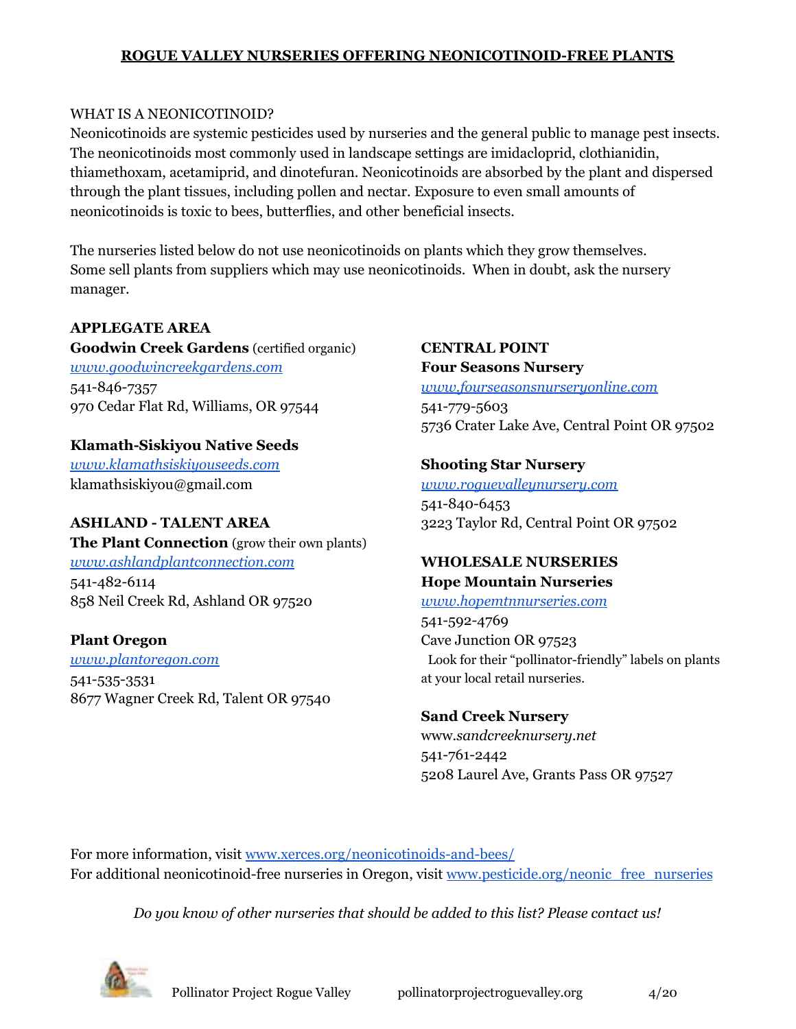# ROGUE VALLEY NURSERIES OFFERING NEONICOTINOID-FREE PLANTS

## WHAT IS A NEONICOTINOID?

Neonicotinoids are systemic pesticides used by nurseries and the general public to manage pest insects. The neonicotinoids most commonly used in landscape settings are imidacloprid, clothianidin, thiamethoxam, acetamiprid, and dinotefuran. Neonicotinoids are absorbed by the plant and dispersed through the plant tissues, including pollen and nectar. Exposure to even small amounts of neonicotinoids is toxic to bees, butterflies, and other beneficial insects.

The nurseries listed below do not use neonicotinoids on plants which they grow themselves. Some sell plants from suppliers which may use neonicotinoids. When in doubt, ask the nursery manager.

### APPLEGATE AREA

**Goodwin Creek Gardens** (certified organic)
www.goodwincreekgardens.com
541-846-7357
970 Cedar Flat Rd, Williams, OR 97544

**Klamath-Siskiyou Native Seeds**
www.klamathsiskiyouseeds.com
klamathsiskiyou@gmail.com

### ASHLAND - TALENT AREA

**The Plant Connection** (grow their own plants)
www.ashlandplantconnection.com
541-482-6114
858 Neil Creek Rd, Ashland OR 97520

**Plant Oregon**
www.plantoregon.com
541-535-3531
8677 Wagner Creek Rd, Talent OR 97540

### CENTRAL POINT

**Four Seasons Nursery**
www.fourseasonsnurseryonline.com
541-779-5603
5736 Crater Lake Ave, Central Point OR 97502

**Shooting Star Nursery**
www.roguevalleynursery.com
541-840-6453
3223 Taylor Rd, Central Point OR 97502

### WHOLESALE NURSERIES

**Hope Mountain Nurseries**
www.hopemtnnurseries.com
541-592-4769
Cave Junction OR 97523
Look for their "pollinator-friendly" labels on plants at your local retail nurseries.

**Sand Creek Nursery**
www.*sandcreeknursery.net*
541-761-2442
5208 Laurel Ave, Grants Pass OR 97527

For more information, visit www.xerces.org/neonicotinoids-and-bees/
For additional neonicotinoid-free nurseries in Oregon, visit www.pesticide.org/neonic_free_nurseries

*Do you know of other nurseries that should be added to this list? Please contact us!*

Pollinator Project Rogue Valley pollinatorprojectroguevalley.org 4/20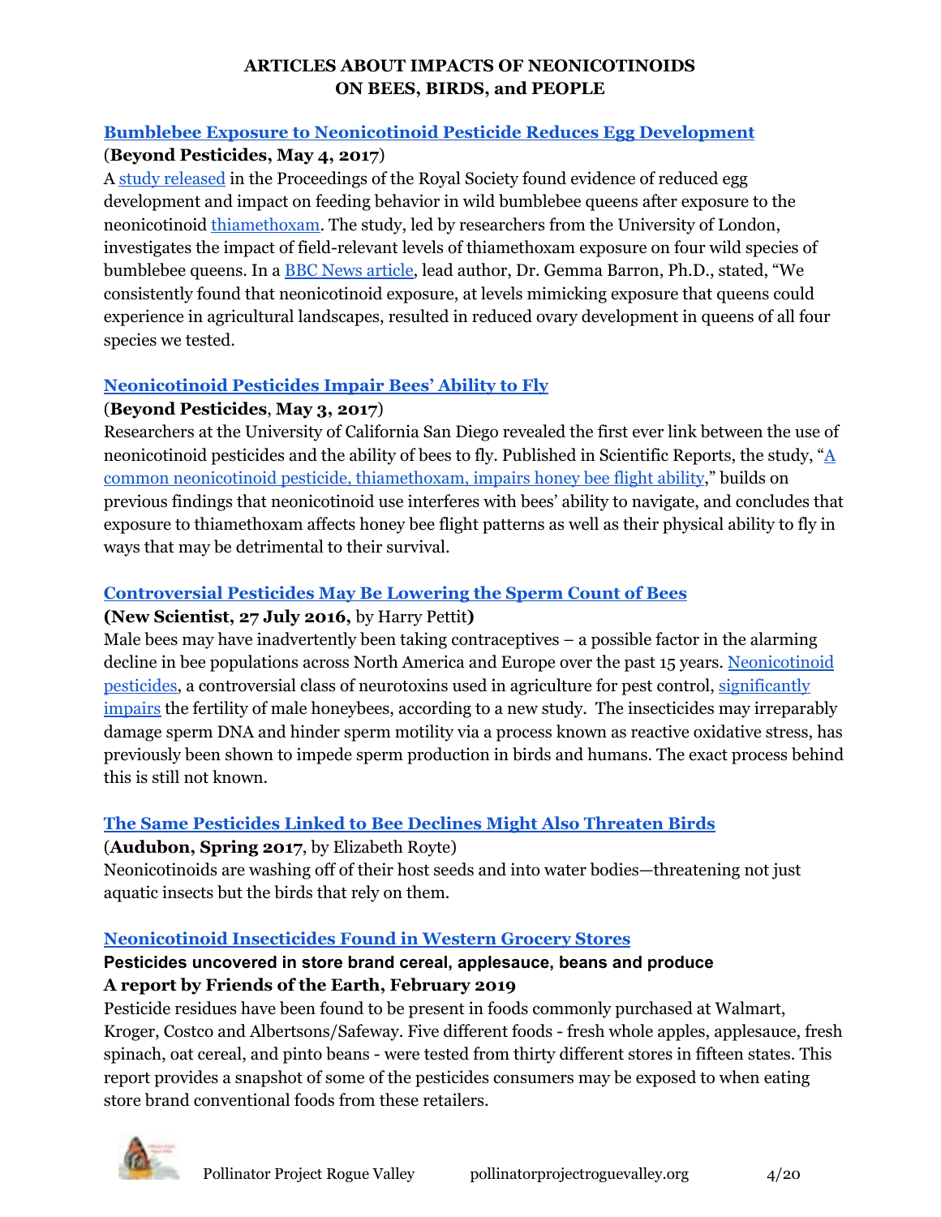**ARTICLES ABOUT IMPACTS OF NEONICOTINOIDS ON BEES, BIRDS, and PEOPLE**

### Bumblebee Exposure to Neonicotinoid Pesticide Reduces Egg Development

(**Beyond Pesticides, May 4, 2017**)

A study released in the Proceedings of the Royal Society found evidence of reduced egg development and impact on feeding behavior in wild bumblebee queens after exposure to the neonicotinoid thiamethoxam. The study, led by researchers from the University of London, investigates the impact of field-relevant levels of thiamethoxam exposure on four wild species of bumblebee queens. In a BBC News article, lead author, Dr. Gemma Barron, Ph.D., stated, "We consistently found that neonicotinoid exposure, at levels mimicking exposure that queens could experience in agricultural landscapes, resulted in reduced ovary development in queens of all four species we tested.

### Neonicotinoid Pesticides Impair Bees' Ability to Fly

(**Beyond Pesticides**, **May 3, 2017**)

Researchers at the University of California San Diego revealed the first ever link between the use of neonicotinoid pesticides and the ability of bees to fly. Published in Scientific Reports, the study, "A common neonicotinoid pesticide, thiamethoxam, impairs honey bee flight ability," builds on previous findings that neonicotinoid use interferes with bees' ability to navigate, and concludes that exposure to thiamethoxam affects honey bee flight patterns as well as their physical ability to fly in ways that may be detrimental to their survival.

### Controversial Pesticides May Be Lowering the Sperm Count of Bees

**(New Scientist, 27 July 2016,** by Harry Pettit**)**

Male bees may have inadvertently been taking contraceptives – a possible factor in the alarming decline in bee populations across North America and Europe over the past 15 years. Neonicotinoid pesticides, a controversial class of neurotoxins used in agriculture for pest control, significantly impairs the fertility of male honeybees, according to a new study. The insecticides may irreparably damage sperm DNA and hinder sperm motility via a process known as reactive oxidative stress, has previously been shown to impede sperm production in birds and humans. The exact process behind this is still not known.

### The Same Pesticides Linked to Bee Declines Might Also Threaten Birds

(**Audubon, Spring 2017**, by Elizabeth Royte)

Neonicotinoids are washing off of their host seeds and into water bodies—threatening not just aquatic insects but the birds that rely on them.

### Neonicotinoid Insecticides Found in Western Grocery Stores

**Pesticides uncovered in store brand cereal, applesauce, beans and produce**
**A report by Friends of the Earth, February 2019**

Pesticide residues have been found to be present in foods commonly purchased at Walmart, Kroger, Costco and Albertsons/Safeway. Five different foods - fresh whole apples, applesauce, fresh spinach, oat cereal, and pinto beans - were tested from thirty different stores in fifteen states. This report provides a snapshot of some of the pesticides consumers may be exposed to when eating store brand conventional foods from these retailers.